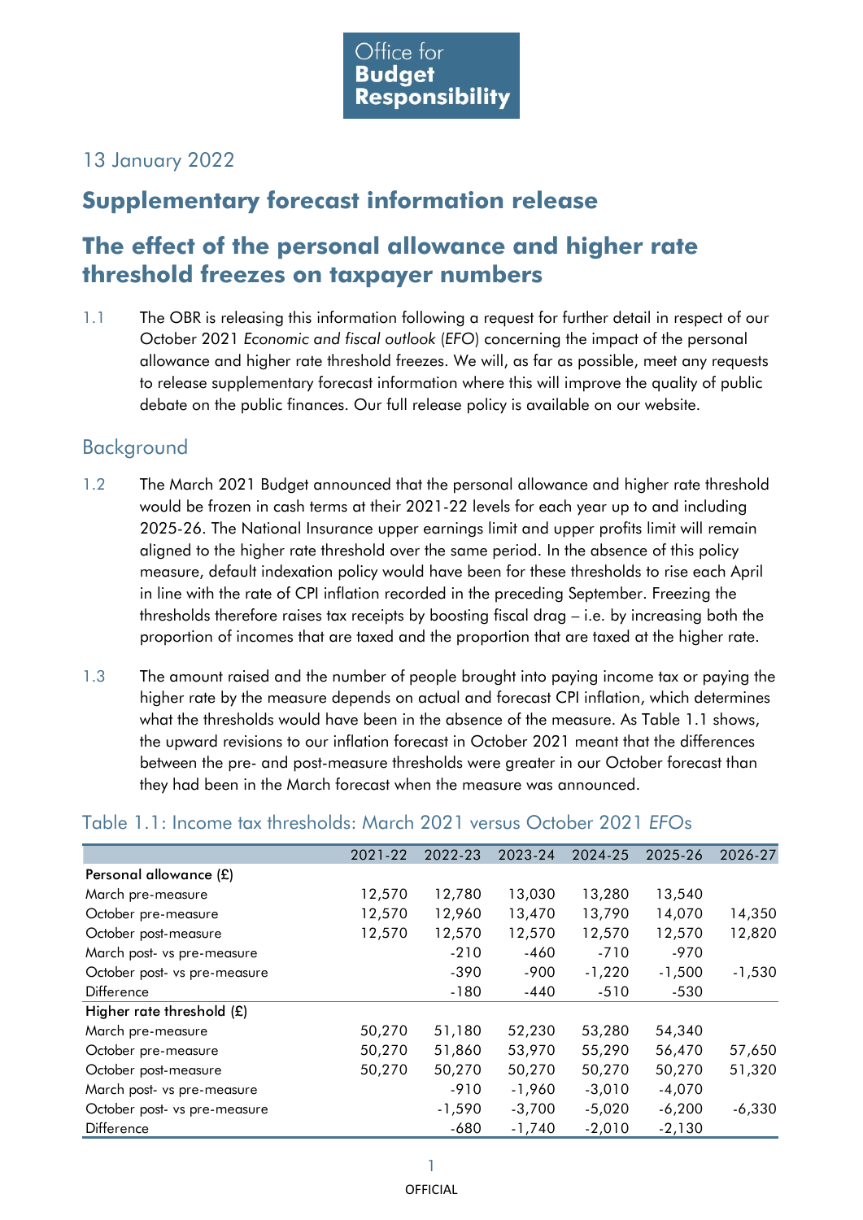Office for Budget Responsibility

13 January 2022

# Supplementary forecast information release

# The effect of the personal allowance and higher rate threshold freezes on taxpayer numbers

1.1 The OBR is releasing this information following a request for further detail in respect of our October 2021 *Economic and fiscal outlook* (*EFO*) concerning the impact of the personal allowance and higher rate threshold freezes. We will, as far as possible, meet any requests to release supplementary forecast information where this will improve the quality of public debate on the public finances. Our full release policy is available on our website.

## Background

1.2 The March 2021 Budget announced that the personal allowance and higher rate threshold would be frozen in cash terms at their 2021-22 levels for each year up to and including 2025-26. The National Insurance upper earnings limit and upper profits limit will remain aligned to the higher rate threshold over the same period. In the absence of this policy measure, default indexation policy would have been for these thresholds to rise each April in line with the rate of CPI inflation recorded in the preceding September. Freezing the thresholds therefore raises tax receipts by boosting fiscal drag – i.e. by increasing both the proportion of incomes that are taxed and the proportion that are taxed at the higher rate.

1.3 The amount raised and the number of people brought into paying income tax or paying the higher rate by the measure depends on actual and forecast CPI inflation, which determines what the thresholds would have been in the absence of the measure. As Table 1.1 shows, the upward revisions to our inflation forecast in October 2021 meant that the differences between the pre- and post-measure thresholds were greater in our October forecast than they had been in the March forecast when the measure was announced.

## Table 1.1: Income tax thresholds: March 2021 versus October 2021 *EFOs*

| | 2021-22 | 2022-23 | 2023-24 | 2024-25 | 2025-26 | 2026-27 |
|---|---|---|---|---|---|---|
| **Personal allowance (£)** | | | | | | |
| March pre-measure | 12,570 | 12,780 | 13,030 | 13,280 | 13,540 | |
| October pre-measure | 12,570 | 12,960 | 13,470 | 13,790 | 14,070 | 14,350 |
| October post-measure | 12,570 | 12,570 | 12,570 | 12,570 | 12,570 | 12,820 |
| March post- vs pre-measure | | -210 | -460 | -710 | -970 | |
| October post- vs pre-measure | | -390 | -900 | -1,220 | -1,500 | -1,530 |
| Difference | | -180 | -440 | -510 | -530 | |
| **Higher rate threshold (£)** | | | | | | |
| March pre-measure | 50,270 | 51,180 | 52,230 | 53,280 | 54,340 | |
| October pre-measure | 50,270 | 51,860 | 53,970 | 55,290 | 56,470 | 57,650 |
| October post-measure | 50,270 | 50,270 | 50,270 | 50,270 | 50,270 | 51,320 |
| March post- vs pre-measure | | -910 | -1,960 | -3,010 | -4,070 | |
| October post- vs pre-measure | | -1,590 | -3,700 | -5,020 | -6,200 | -6,330 |
| Difference | | -680 | -1,740 | -2,010 | -2,130 | |

OFFICIAL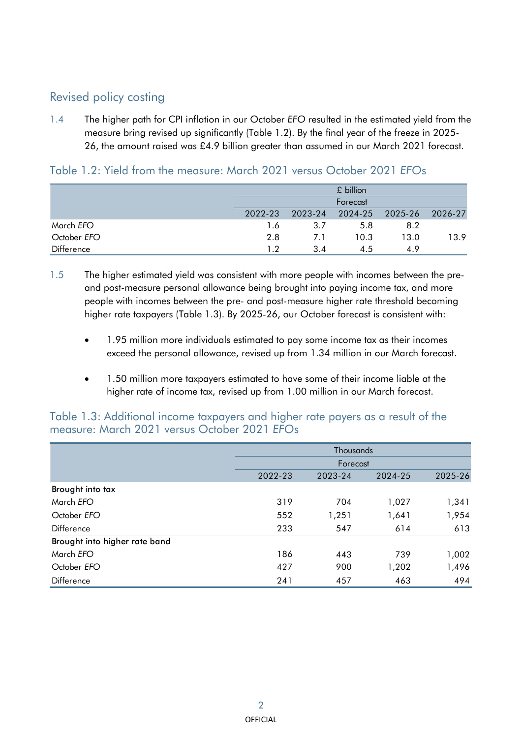## Revised policy costing

1.4 The higher path for CPI inflation in our October *EFO* resulted in the estimated yield from the measure bring revised up significantly (Table 1.2). By the final year of the freeze in 2025-26, the amount raised was £4.9 billion greater than assumed in our March 2021 forecast.

### Table 1.2: Yield from the measure: March 2021 versus October 2021 *EFO*s

| | £ billion | | | | |
|---|---|---|---|---|---|
| | Forecast | | | | |
| | 2022-23 | 2023-24 | 2024-25 | 2025-26 | 2026-27 |
| March *EFO* | 1.6 | 3.7 | 5.8 | 8.2 | |
| October *EFO* | 2.8 | 7.1 | 10.3 | 13.0 | 13.9 |
| Difference | 1.2 | 3.4 | 4.5 | 4.9 | |

1.5 The higher estimated yield was consistent with more people with incomes between the pre- and post-measure personal allowance being brought into paying income tax, and more people with incomes between the pre- and post-measure higher rate threshold becoming higher rate taxpayers (Table 1.3). By 2025-26, our October forecast is consistent with:

- 1.95 million more individuals estimated to pay some income tax as their incomes exceed the personal allowance, revised up from 1.34 million in our March forecast.
- 1.50 million more taxpayers estimated to have some of their income liable at the higher rate of income tax, revised up from 1.00 million in our March forecast.

### Table 1.3: Additional income taxpayers and higher rate payers as a result of the measure: March 2021 versus October 2021 *EFO*s

| | Thousands | | | |
|---|---|---|---|---|
| | Forecast | | | |
| | 2022-23 | 2023-24 | 2024-25 | 2025-26 |
| **Brought into tax** | | | | |
| March *EFO* | 319 | 704 | 1,027 | 1,341 |
| October *EFO* | 552 | 1,251 | 1,641 | 1,954 |
| Difference | 233 | 547 | 614 | 613 |
| **Brought into higher rate band** | | | | |
| March *EFO* | 186 | 443 | 739 | 1,002 |
| October *EFO* | 427 | 900 | 1,202 | 1,496 |
| Difference | 241 | 457 | 463 | 494 |

OFFICIAL